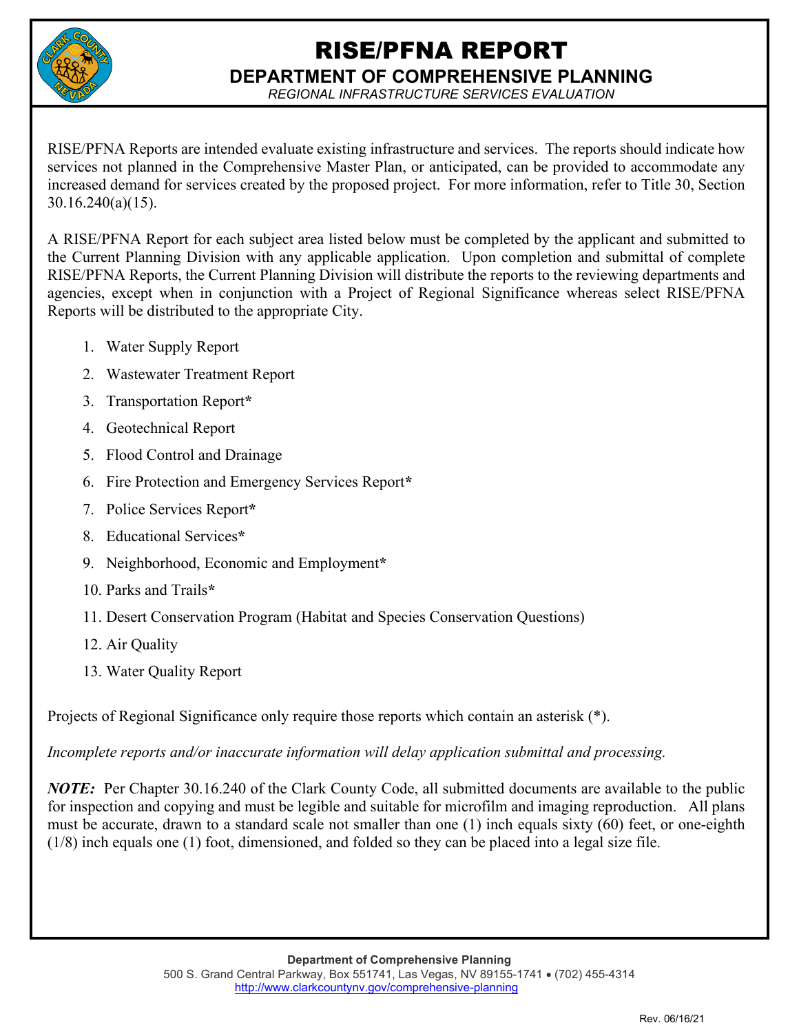# RISE/PFNA REPORT

## DEPARTMENT OF COMPREHENSIVE PLANNING

*REGIONAL INFRASTRUCTURE SERVICES EVALUATION*

RISE/PFNA Reports are intended evaluate existing infrastructure and services. The reports should indicate how services not planned in the Comprehensive Master Plan, or anticipated, can be provided to accommodate any increased demand for services created by the proposed project. For more information, refer to Title 30, Section 30.16.240(a)(15).

A RISE/PFNA Report for each subject area listed below must be completed by the applicant and submitted to the Current Planning Division with any applicable application. Upon completion and submittal of complete RISE/PFNA Reports, the Current Planning Division will distribute the reports to the reviewing departments and agencies, except when in conjunction with a Project of Regional Significance whereas select RISE/PFNA Reports will be distributed to the appropriate City.

1. Water Supply Report
2. Wastewater Treatment Report
3. Transportation Report**\***
4. Geotechnical Report
5. Flood Control and Drainage
6. Fire Protection and Emergency Services Report**\***
7. Police Services Report**\***
8. Educational Services**\***
9. Neighborhood, Economic and Employment**\***
10. Parks and Trails**\***
11. Desert Conservation Program (Habitat and Species Conservation Questions)
12. Air Quality
13. Water Quality Report

Projects of Regional Significance only require those reports which contain an asterisk (*).

*Incomplete reports and/or inaccurate information will delay application submittal and processing.*

***NOTE:*** Per Chapter 30.16.240 of the Clark County Code, all submitted documents are available to the public for inspection and copying and must be legible and suitable for microfilm and imaging reproduction. All plans must be accurate, drawn to a standard scale not smaller than one (1) inch equals sixty (60) feet, or one-eighth (1/8) inch equals one (1) foot, dimensioned, and folded so they can be placed into a legal size file.

**Department of Comprehensive Planning**
500 S. Grand Central Parkway, Box 551741, Las Vegas, NV 89155-1741 • (702) 455-4314
http://www.clarkcountynv.gov/comprehensive-planning

Rev. 06/16/21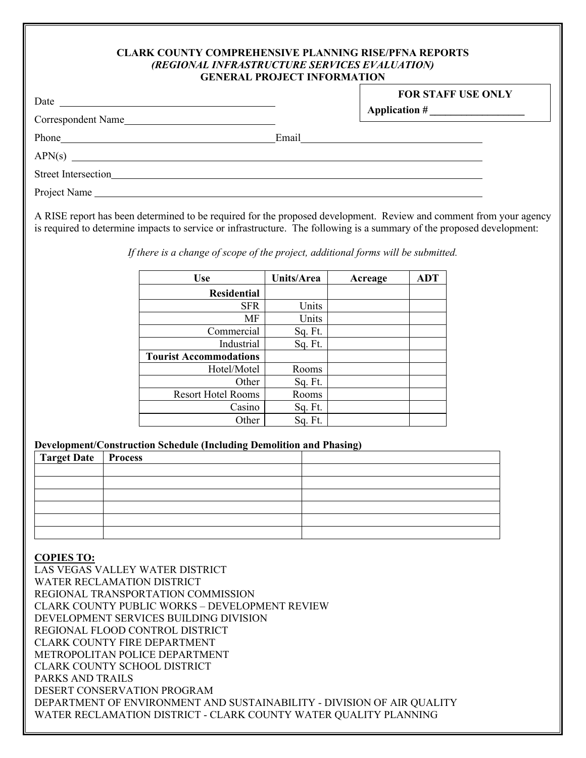# CLARK COUNTY COMPREHENSIVE PLANNING RISE/PFNA REPORTS
## *(REGIONAL INFRASTRUCTURE SERVICES EVALUATION)*
## GENERAL PROJECT INFORMATION

| **FOR STAFF USE ONLY** |
|---|
| **Application #** ___________________ |

Date ___________________________________________

Correspondent Name ______________________________

Phone ___________________________________________ Email ___________________________________

APN(s) ______________________________________________________________________________

Street Intersection ______________________________________________________________________

Project Name ___________________________________________________________________________

A RISE report has been determined to be required for the proposed development. Review and comment from your agency is required to determine impacts to service or infrastructure. The following is a summary of the proposed development:

*If there is a change of scope of the project, additional forms will be submitted.*

| Use | Units/Area | Acreage | ADT |
|---|---|---|---|
| **Residential** | | | |
| SFR | Units | | |
| MF | Units | | |
| Commercial | Sq. Ft. | | |
| Industrial | Sq. Ft. | | |
| **Tourist Accommodations** | | | |
| Hotel/Motel | Rooms | | |
| Other | Sq. Ft. | | |
| Resort Hotel Rooms | Rooms | | |
| Casino | Sq. Ft. | | |
| Other | Sq. Ft. | | |

**Development/Construction Schedule (Including Demolition and Phasing)**

| Target Date | Process | |
|---|---|---|
| | | |
| | | |
| | | |
| | | |
| | | |
| | | |

**COPIES TO:**

LAS VEGAS VALLEY WATER DISTRICT
WATER RECLAMATION DISTRICT
REGIONAL TRANSPORTATION COMMISSION
CLARK COUNTY PUBLIC WORKS – DEVELOPMENT REVIEW
DEVELOPMENT SERVICES BUILDING DIVISION
REGIONAL FLOOD CONTROL DISTRICT
CLARK COUNTY FIRE DEPARTMENT
METROPOLITAN POLICE DEPARTMENT
CLARK COUNTY SCHOOL DISTRICT
PARKS AND TRAILS
DESERT CONSERVATION PROGRAM
DEPARTMENT OF ENVIRONMENT AND SUSTAINABILITY - DIVISION OF AIR QUALITY
WATER RECLAMATION DISTRICT - CLARK COUNTY WATER QUALITY PLANNING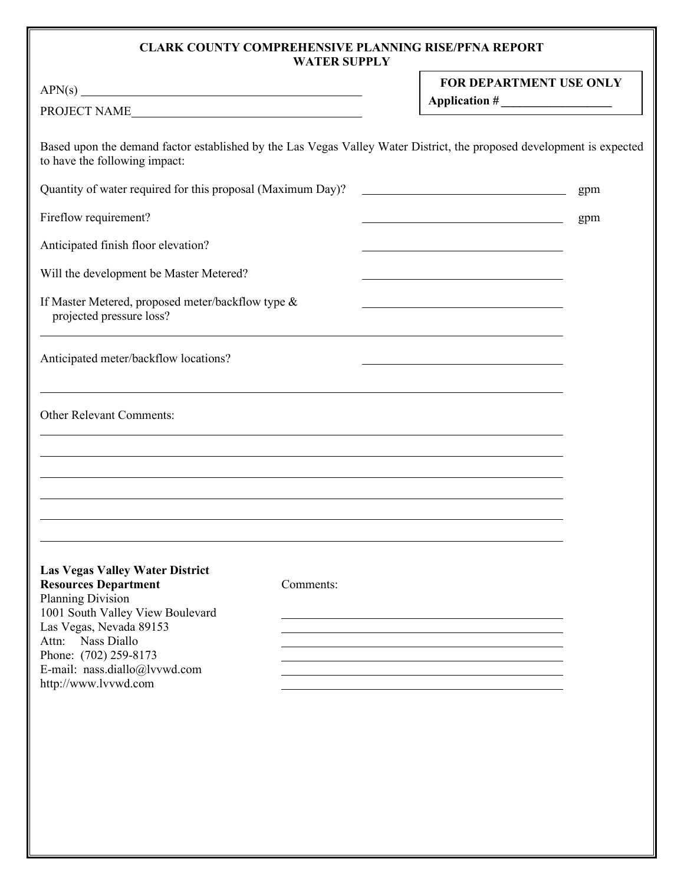# CLARK COUNTY COMPREHENSIVE PLANNING RISE/PFNA REPORT
## WATER SUPPLY

APN(s) ______________________________________________

PROJECT NAME ________________________________________

**FOR DEPARTMENT USE ONLY**
**Application # _________________**

Based upon the demand factor established by the Las Vegas Valley Water District, the proposed development is expected to have the following impact:

Quantity of water required for this proposal (Maximum Day)? ______________________ gpm

Fireflow requirement? ______________________ gpm

Anticipated finish floor elevation? ______________________

Will the development be Master Metered? ______________________

If Master Metered, proposed meter/backflow type & projected pressure loss? ______________________

______________________________________________________________________

Anticipated meter/backflow locations? ______________________

______________________________________________________________________

Other Relevant Comments:

______________________________________________________________________

______________________________________________________________________

______________________________________________________________________

______________________________________________________________________

______________________________________________________________________

______________________________________________________________________

**Las Vegas Valley Water District**
**Resources Department**
Planning Division
1001 South Valley View Boulevard
Las Vegas, Nevada 89153
Attn: Nass Diallo
Phone: (702) 259-8173
E-mail: nass.diallo@lvvwd.com
http://www.lvvwd.com

Comments:

______________________________________________

______________________________________________

______________________________________________

______________________________________________

______________________________________________

______________________________________________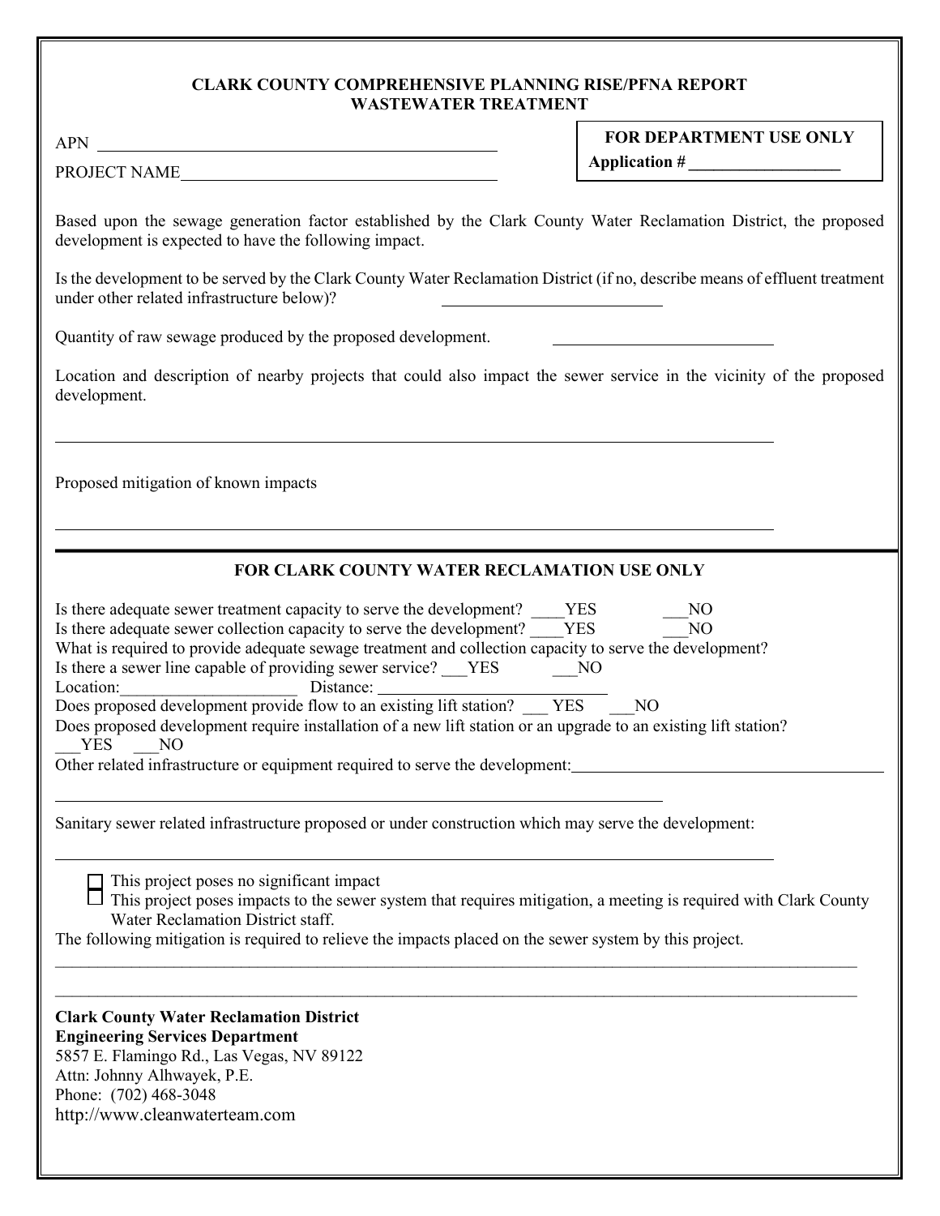## CLARK COUNTY COMPREHENSIVE PLANNING RISE/PFNA REPORT
## WASTEWATER TREATMENT

APN ______________________________________________

PROJECT NAME______________________________________

**FOR DEPARTMENT USE ONLY**
**Application # ________________**

Based upon the sewage generation factor established by the Clark County Water Reclamation District, the proposed development is expected to have the following impact.

Is the development to be served by the Clark County Water Reclamation District (if no, describe means of effluent treatment under other related infrastructure below)? ________________________

Quantity of raw sewage produced by the proposed development. ________________________

Location and description of nearby projects that could also impact the sewer service in the vicinity of the proposed development.

______________________________________________________________________________

Proposed mitigation of known impacts

______________________________________________________________________________

### FOR CLARK COUNTY WATER RECLAMATION USE ONLY

Is there adequate sewer treatment capacity to serve the development? ____YES ___NO
Is there adequate sewer collection capacity to serve the development? ____YES ___NO
What is required to provide adequate sewage treatment and collection capacity to serve the development?
Is there a sewer line capable of providing sewer service? ___YES ___NO
Location:_____________________ Distance: ___________________________
Does proposed development provide flow to an existing lift station? ___ YES ___NO
Does proposed development require installation of a new lift station or an upgrade to an existing lift station?
___YES ___NO
Other related infrastructure or equipment required to serve the development:_________________________________

______________________________________________________________________________

Sanitary sewer related infrastructure proposed or under construction which may serve the development:

______________________________________________________________________________

- ☐ This project poses no significant impact
- ☐ This project poses impacts to the sewer system that requires mitigation, a meeting is required with Clark County Water Reclamation District staff.

The following mitigation is required to relieve the impacts placed on the sewer system by this project.

______________________________________________________________________________

______________________________________________________________________________

**Clark County Water Reclamation District**
**Engineering Services Department**
5857 E. Flamingo Rd., Las Vegas, NV 89122
Attn: Johnny Alhwayek, P.E.
Phone: (702) 468-3048
http://www.cleanwaterteam.com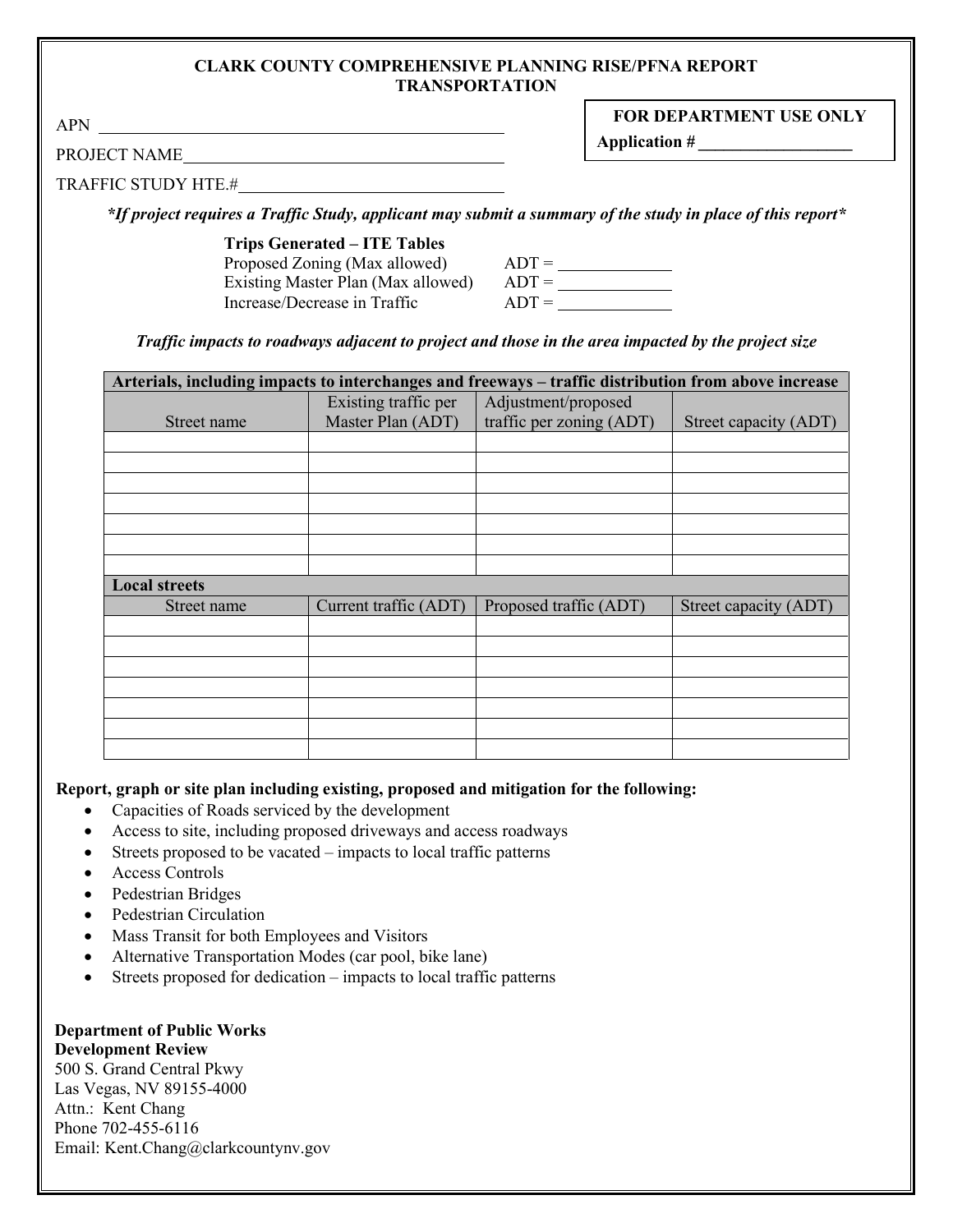# CLARK COUNTY COMPREHENSIVE PLANNING RISE/PFNA REPORT TRANSPORTATION

APN ____________________________________________

PROJECT NAME____________________________________

TRAFFIC STUDY HTE.#______________________________

**FOR DEPARTMENT USE ONLY**

**Application #** ________________

***If project requires a Traffic Study, applicant may submit a summary of the study in place of this report***

**Trips Generated – ITE Tables**

Proposed Zoning (Max allowed) ADT = ____________

Existing Master Plan (Max allowed) ADT = ____________

Increase/Decrease in Traffic ADT = ____________

***Traffic impacts to roadways adjacent to project and those in the area impacted by the project size***

| **Arterials, including impacts to interchanges and freeways – traffic distribution from above increase** | | | |
|---|---|---|---|
| Street name | Existing traffic per Master Plan (ADT) | Adjustment/proposed traffic per zoning (ADT) | Street capacity (ADT) |
| | | | |
| | | | |
| | | | |
| | | | |
| | | | |
| | | | |
| | | | |
| **Local streets** | | | |
| Street name | Current traffic (ADT) | Proposed traffic (ADT) | Street capacity (ADT) |
| | | | |
| | | | |
| | | | |
| | | | |
| | | | |
| | | | |
| | | | |

**Report, graph or site plan including existing, proposed and mitigation for the following:**

- Capacities of Roads serviced by the development
- Access to site, including proposed driveways and access roadways
- Streets proposed to be vacated – impacts to local traffic patterns
- Access Controls
- Pedestrian Bridges
- Pedestrian Circulation
- Mass Transit for both Employees and Visitors
- Alternative Transportation Modes (car pool, bike lane)
- Streets proposed for dedication – impacts to local traffic patterns

**Department of Public Works**
**Development Review**
500 S. Grand Central Pkwy
Las Vegas, NV 89155-4000
Attn.: Kent Chang
Phone 702-455-6116
Email: Kent.Chang@clarkcountynv.gov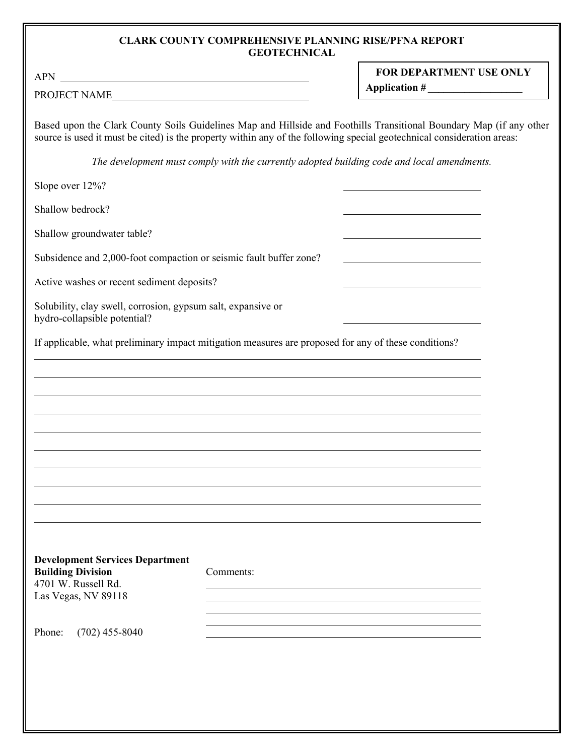**CLARK COUNTY COMPREHENSIVE PLANNING RISE/PFNA REPORT**
**GEOTECHNICAL**

APN ______________________________________________

PROJECT NAME______________________________________

**FOR DEPARTMENT USE ONLY**
**Application # __________________**

Based upon the Clark County Soils Guidelines Map and Hillside and Foothills Transitional Boundary Map (if any other source is used it must be cited) is the property within any of the following special geotechnical consideration areas:

*The development must comply with the currently adopted building code and local amendments.*

Slope over 12%? ______________________

Shallow bedrock? ______________________

Shallow groundwater table? ______________________

Subsidence and 2,000-foot compaction or seismic fault buffer zone? ______________________

Active washes or recent sediment deposits? ______________________

Solubility, clay swell, corrosion, gypsum salt, expansive or hydro-collapsible potential? ______________________

If applicable, what preliminary impact mitigation measures are proposed for any of these conditions?

______________________________________________________________________

______________________________________________________________________

______________________________________________________________________

______________________________________________________________________

______________________________________________________________________

______________________________________________________________________

______________________________________________________________________

______________________________________________________________________

______________________________________________________________________

______________________________________________________________________

**Development Services Department**
**Building Division**
4701 W. Russell Rd.
Las Vegas, NV 89118

Phone: (702) 455-8040

Comments:

______________________________________________

______________________________________________

______________________________________________

______________________________________________

______________________________________________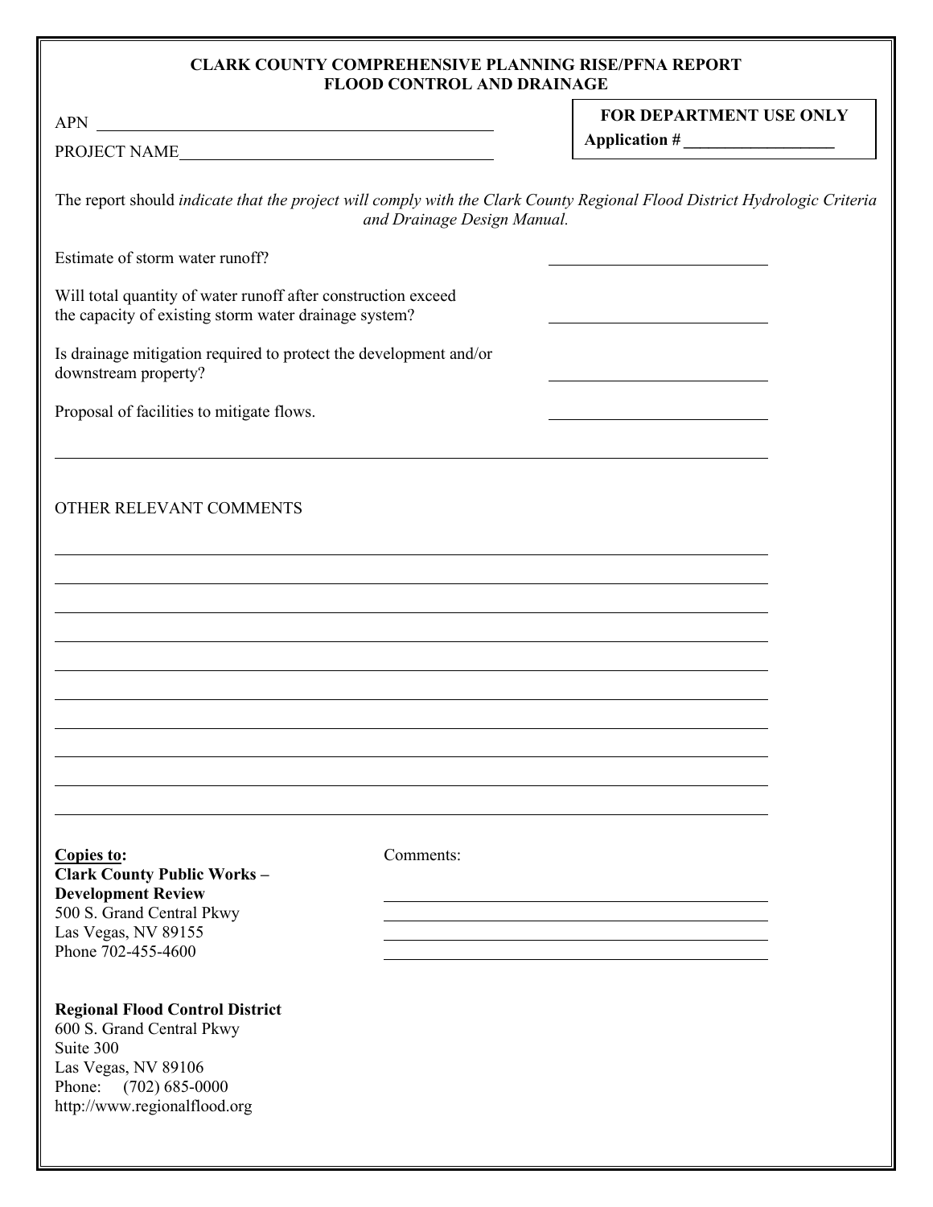**CLARK COUNTY COMPREHENSIVE PLANNING RISE/PFNA REPORT**
**FLOOD CONTROL AND DRAINAGE**

APN ______________________________________________

PROJECT NAME______________________________________

**FOR DEPARTMENT USE ONLY**

**Application # ________________**

The report should *indicate that the project will comply with the Clark County Regional Flood District Hydrologic Criteria and Drainage Design Manual.*

Estimate of storm water runoff? ________________________

Will total quantity of water runoff after construction exceed the capacity of existing storm water drainage system? ________________________

Is drainage mitigation required to protect the development and/or downstream property? ________________________

Proposal of facilities to mitigate flows. ________________________

______________________________________________________________________________

OTHER RELEVANT COMMENTS

______________________________________________________________________________

______________________________________________________________________________

______________________________________________________________________________

______________________________________________________________________________

______________________________________________________________________________

______________________________________________________________________________

______________________________________________________________________________

______________________________________________________________________________

______________________________________________________________________________

______________________________________________________________________________

**Copies to:**
**Clark County Public Works – Development Review**
500 S. Grand Central Pkwy
Las Vegas, NV 89155
Phone 702-455-4600

Comments:

________________________________________

________________________________________

________________________________________

________________________________________

**Regional Flood Control District**
600 S. Grand Central Pkwy
Suite 300
Las Vegas, NV 89106
Phone: (702) 685-0000
http://www.regionalflood.org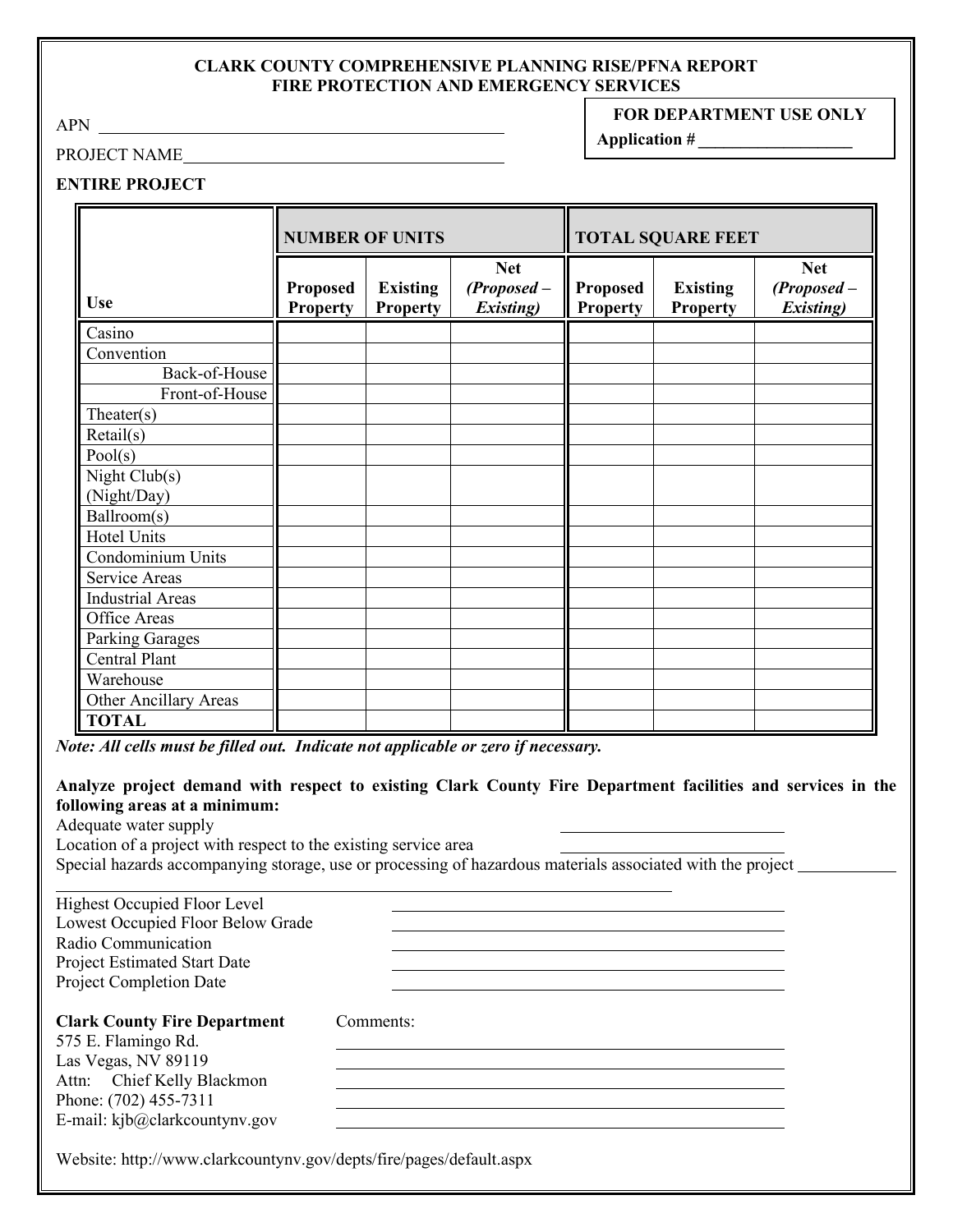# CLARK COUNTY COMPREHENSIVE PLANNING RISE/PFNA REPORT
## FIRE PROTECTION AND EMERGENCY SERVICES

**FOR DEPARTMENT USE ONLY**

**Application #** ___________________

APN ___________________________________________________

PROJECT NAME__________________________________________

**ENTIRE PROJECT**

| Use | NUMBER OF UNITS | | | TOTAL SQUARE FEET | | |
|---|---|---|---|---|---|---|
| | **Proposed Property** | **Existing Property** | **Net *(Proposed – Existing)*** | **Proposed Property** | **Existing Property** | **Net *(Proposed – Existing)*** |
| Casino | | | | | | |
| Convention | | | | | | |
| Back-of-House | | | | | | |
| Front-of-House | | | | | | |
| Theater(s) | | | | | | |
| Retail(s) | | | | | | |
| Pool(s) | | | | | | |
| Night Club(s) (Night/Day) | | | | | | |
| Ballroom(s) | | | | | | |
| Hotel Units | | | | | | |
| Condominium Units | | | | | | |
| Service Areas | | | | | | |
| Industrial Areas | | | | | | |
| Office Areas | | | | | | |
| Parking Garages | | | | | | |
| Central Plant | | | | | | |
| Warehouse | | | | | | |
| Other Ancillary Areas | | | | | | |
| **TOTAL** | | | | | | |

***Note: All cells must be filled out. Indicate not applicable or zero if necessary.***

**Analyze project demand with respect to existing Clark County Fire Department facilities and services in the following areas at a minimum:**

Adequate water supply ___________________________

Location of a project with respect to the existing service area ___________________________

Special hazards accompanying storage, use or processing of hazardous materials associated with the project ____________
_____________________________________________________________________________

Highest Occupied Floor Level ___________________________________________

Lowest Occupied Floor Below Grade ___________________________________________

Radio Communication ___________________________________________

Project Estimated Start Date ___________________________________________

Project Completion Date ___________________________________________

**Clark County Fire Department**
575 E. Flamingo Rd.
Las Vegas, NV 89119
Attn: Chief Kelly Blackmon
Phone: (702) 455-7311
E-mail: kjb@clarkcountynv.gov

Comments:
___________________________________________
___________________________________________
___________________________________________
___________________________________________
___________________________________________

Website: http://www.clarkcountynv.gov/depts/fire/pages/default.aspx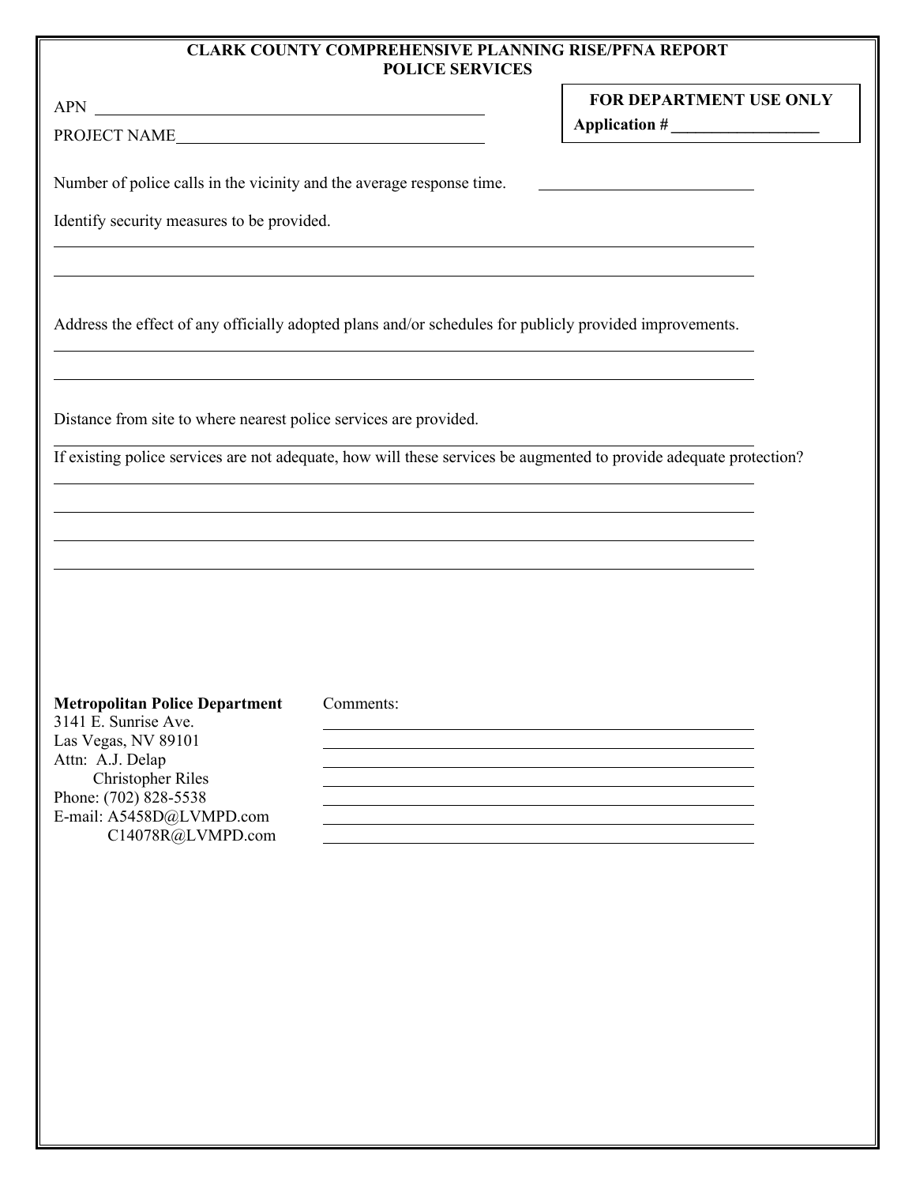# CLARK COUNTY COMPREHENSIVE PLANNING RISE/PFNA REPORT
## POLICE SERVICES

APN ______________________________

PROJECT NAME ______________________________

**FOR DEPARTMENT USE ONLY**
**Application # ____________**

Number of police calls in the vicinity and the average response time. ____________________

Identify security measures to be provided.

______________________________________________________________________

______________________________________________________________________

Address the effect of any officially adopted plans and/or schedules for publicly provided improvements.

______________________________________________________________________

______________________________________________________________________

Distance from site to where nearest police services are provided.

______________________________________________________________________

If existing police services are not adequate, how will these services be augmented to provide adequate protection?

______________________________________________________________________

______________________________________________________________________

______________________________________________________________________

______________________________________________________________________

**Metropolitan Police Department**
3141 E. Sunrise Ave.
Las Vegas, NV 89101
Attn: A.J. Delap
Christopher Riles
Phone: (702) 828-5538
E-mail: A5458D@LVMPD.com
C14078R@LVMPD.com

Comments:

______________________________________________________________________

______________________________________________________________________

______________________________________________________________________

______________________________________________________________________

______________________________________________________________________

______________________________________________________________________

______________________________________________________________________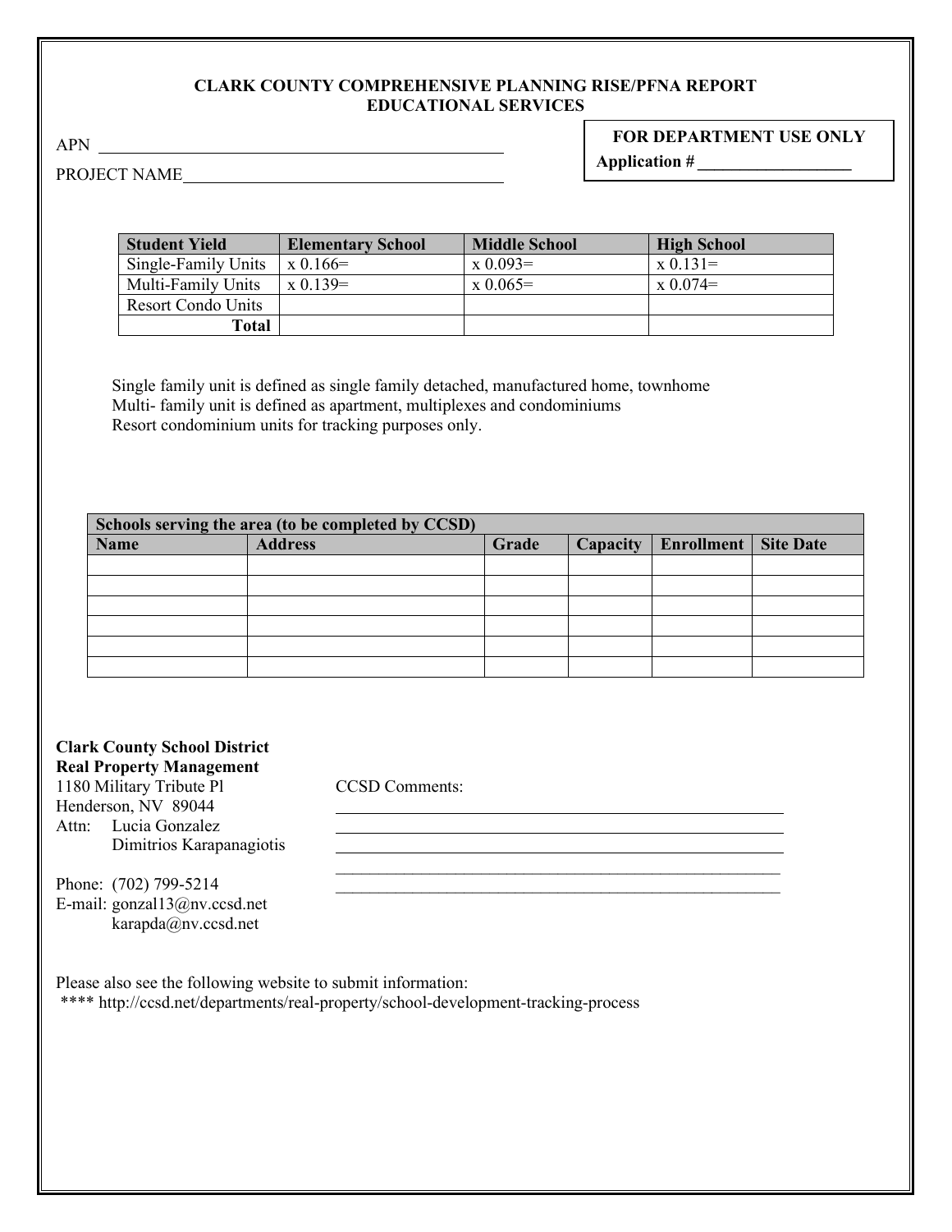## CLARK COUNTY COMPREHENSIVE PLANNING RISE/PFNA REPORT
## EDUCATIONAL SERVICES

APN ______________________________________________

PROJECT NAME____________________________________

**FOR DEPARTMENT USE ONLY**

**Application # ________________**

| Student Yield | Elementary School | Middle School | High School |
|---|---|---|---|
| Single-Family Units | x 0.166= | x 0.093= | x 0.131= |
| Multi-Family Units | x 0.139= | x 0.065= | x 0.074= |
| Resort Condo Units | | | |
| **Total** | | | |

Single family unit is defined as single family detached, manufactured home, townhome
Multi- family unit is defined as apartment, multiplexes and condominiums
Resort condominium units for tracking purposes only.

| **Schools serving the area (to be completed by CCSD)** | | | | | |
|---|---|---|---|---|---|
| **Name** | **Address** | **Grade** | **Capacity** | **Enrollment** | **Site Date** |
| | | | | | |
| | | | | | |
| | | | | | |
| | | | | | |
| | | | | | |
| | | | | | |

**Clark County School District**
**Real Property Management**
1180 Military Tribute Pl
Henderson, NV 89044
Attn: Lucia Gonzalez
Dimitrios Karapanagiotis

Phone: (702) 799-5214
E-mail: gonzal13@nv.ccsd.net
karapda@nv.ccsd.net

CCSD Comments:
______________________________________________________
______________________________________________________
______________________________________________________
______________________________________________________
______________________________________________________

Please also see the following website to submit information:
**** http://ccsd.net/departments/real-property/school-development-tracking-process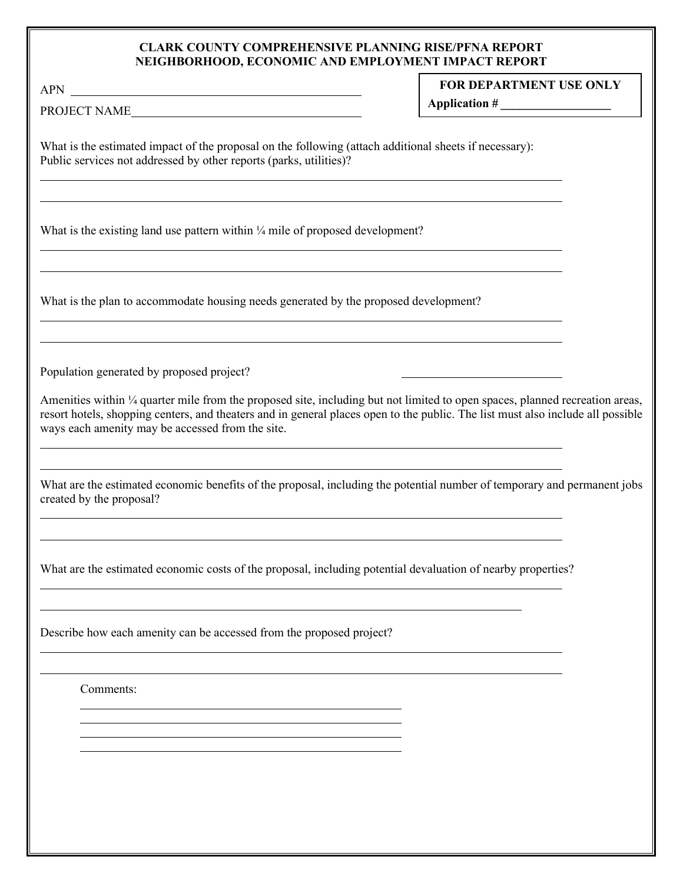# CLARK COUNTY COMPREHENSIVE PLANNING RISE/PFNA REPORT
## NEIGHBORHOOD, ECONOMIC AND EMPLOYMENT IMPACT REPORT

APN ______________________________________________

PROJECT NAME______________________________________

**FOR DEPARTMENT USE ONLY**

**Application # __________________**

What is the estimated impact of the proposal on the following (attach additional sheets if necessary):
Public services not addressed by other reports (parks, utilities)?

______________________________________________________________________________

______________________________________________________________________________

What is the existing land use pattern within ¼ mile of proposed development?

______________________________________________________________________________

______________________________________________________________________________

What is the plan to accommodate housing needs generated by the proposed development?

______________________________________________________________________________

______________________________________________________________________________

Population generated by proposed project? ________________________

Amenities within ¼ quarter mile from the proposed site, including but not limited to open spaces, planned recreation areas, resort hotels, shopping centers, and theaters and in general places open to the public. The list must also include all possible ways each amenity may be accessed from the site.

______________________________________________________________________________

______________________________________________________________________________

What are the estimated economic benefits of the proposal, including the potential number of temporary and permanent jobs created by the proposal?

______________________________________________________________________________

______________________________________________________________________________

What are the estimated economic costs of the proposal, including potential devaluation of nearby properties?

______________________________________________________________________________

______________________________________________________________________________

Describe how each amenity can be accessed from the proposed project?

______________________________________________________________________________

______________________________________________________________________________

Comments:

______________________________________________

______________________________________________

______________________________________________

______________________________________________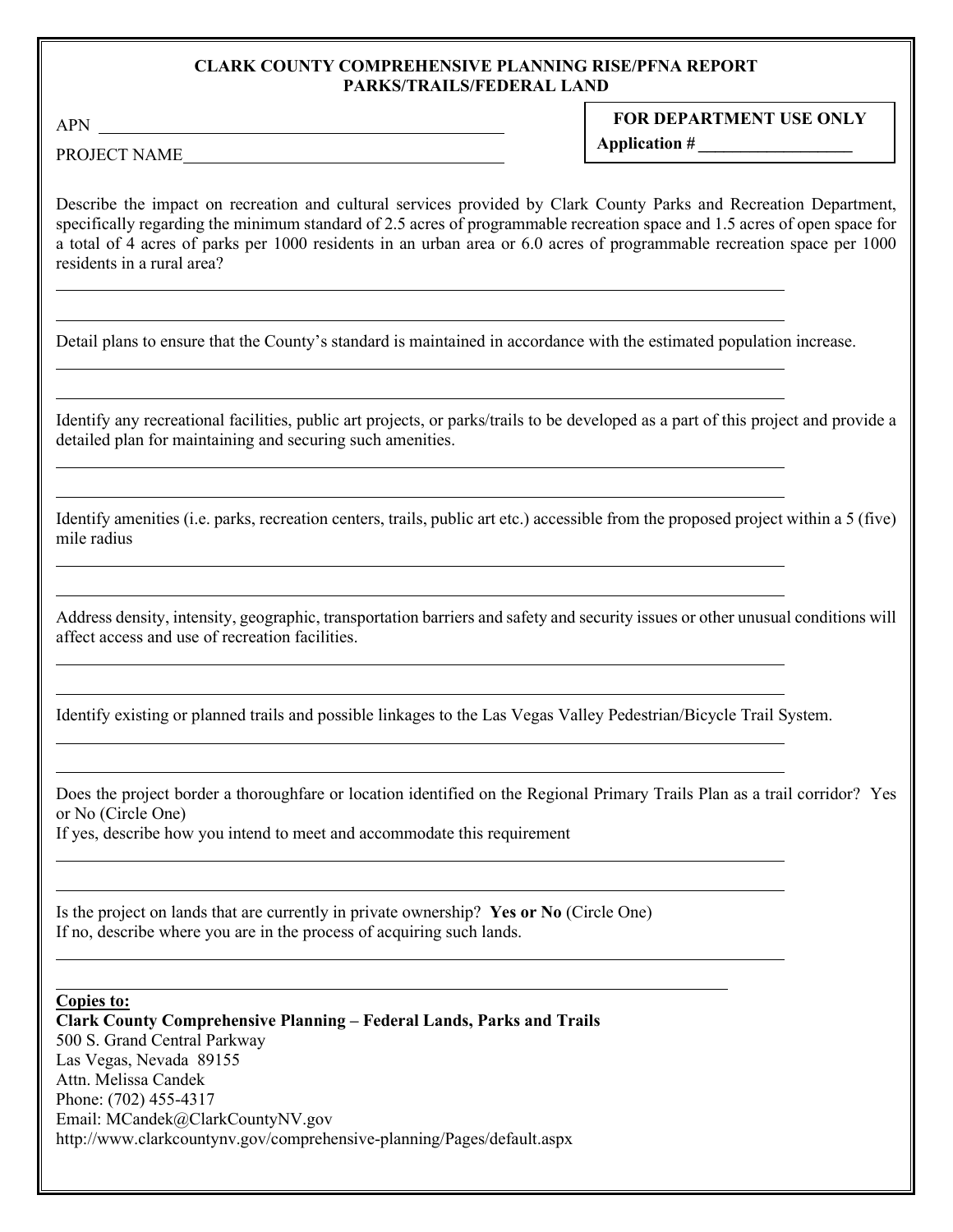# CLARK COUNTY COMPREHENSIVE PLANNING RISE/PFNA REPORT
## PARKS/TRAILS/FEDERAL LAND

APN ______________________________________________

PROJECT NAME______________________________________

| FOR DEPARTMENT USE ONLY |
| --- |
| **Application # ___________________** |

Describe the impact on recreation and cultural services provided by Clark County Parks and Recreation Department, specifically regarding the minimum standard of 2.5 acres of programmable recreation space and 1.5 acres of open space for a total of 4 acres of parks per 1000 residents in an urban area or 6.0 acres of programmable recreation space per 1000 residents in a rural area?

______________________________________________________________________________

______________________________________________________________________________

Detail plans to ensure that the County's standard is maintained in accordance with the estimated population increase.

______________________________________________________________________________

______________________________________________________________________________

Identify any recreational facilities, public art projects, or parks/trails to be developed as a part of this project and provide a detailed plan for maintaining and securing such amenities.

______________________________________________________________________________

______________________________________________________________________________

Identify amenities (i.e. parks, recreation centers, trails, public art etc.) accessible from the proposed project within a 5 (five) mile radius

______________________________________________________________________________

______________________________________________________________________________

Address density, intensity, geographic, transportation barriers and safety and security issues or other unusual conditions will affect access and use of recreation facilities.

______________________________________________________________________________

______________________________________________________________________________

Identify existing or planned trails and possible linkages to the Las Vegas Valley Pedestrian/Bicycle Trail System.

______________________________________________________________________________

______________________________________________________________________________

Does the project border a thoroughfare or location identified on the Regional Primary Trails Plan as a trail corridor? Yes or No (Circle One)

If yes, describe how you intend to meet and accommodate this requirement

______________________________________________________________________________

______________________________________________________________________________

Is the project on lands that are currently in private ownership? **Yes or No** (Circle One)

If no, describe where you are in the process of acquiring such lands.

______________________________________________________________________________

______________________________________________________________________________

**Copies to:**

**Clark County Comprehensive Planning – Federal Lands, Parks and Trails**

500 S. Grand Central Parkway
Las Vegas, Nevada 89155
Attn. Melissa Candek
Phone: (702) 455-4317
Email: MCandek@ClarkCountyNV.gov
http://www.clarkcountynv.gov/comprehensive-planning/Pages/default.aspx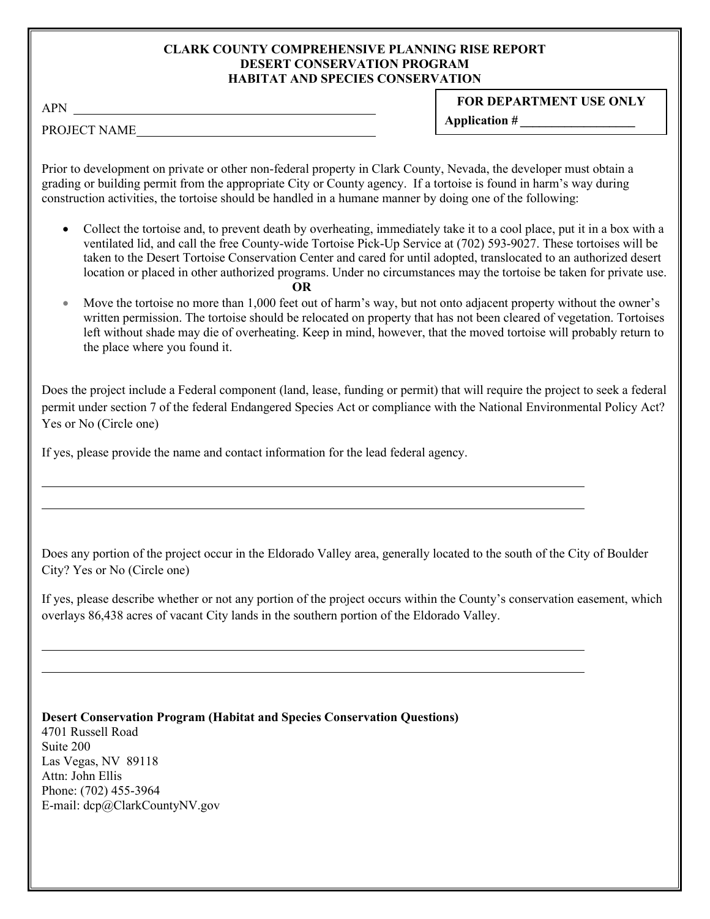# CLARK COUNTY COMPREHENSIVE PLANNING RISE REPORT
## DESERT CONSERVATION PROGRAM
## HABITAT AND SPECIES CONSERVATION

APN ______________________________________________

PROJECT NAME______________________________________

| **FOR DEPARTMENT USE ONLY** |
|---|
| **Application # __________________** |

Prior to development on private or other non-federal property in Clark County, Nevada, the developer must obtain a grading or building permit from the appropriate City or County agency. If a tortoise is found in harm's way during construction activities, the tortoise should be handled in a humane manner by doing one of the following:

- Collect the tortoise and, to prevent death by overheating, immediately take it to a cool place, put it in a box with a ventilated lid, and call the free County-wide Tortoise Pick-Up Service at (702) 593-9027. These tortoises will be taken to the Desert Tortoise Conservation Center and cared for until adopted, translocated to an authorized desert location or placed in other authorized programs. Under no circumstances may the tortoise be taken for private use.

  **OR**

- Move the tortoise no more than 1,000 feet out of harm's way, but not onto adjacent property without the owner's written permission. The tortoise should be relocated on property that has not been cleared of vegetation. Tortoises left without shade may die of overheating. Keep in mind, however, that the moved tortoise will probably return to the place where you found it.

Does the project include a Federal component (land, lease, funding or permit) that will require the project to seek a federal permit under section 7 of the federal Endangered Species Act or compliance with the National Environmental Policy Act? Yes or No (Circle one)

If yes, please provide the name and contact information for the lead federal agency.

______________________________________________________________________________

______________________________________________________________________________

Does any portion of the project occur in the Eldorado Valley area, generally located to the south of the City of Boulder City? Yes or No (Circle one)

If yes, please describe whether or not any portion of the project occurs within the County's conservation easement, which overlays 86,438 acres of vacant City lands in the southern portion of the Eldorado Valley.

______________________________________________________________________________

______________________________________________________________________________

**Desert Conservation Program (Habitat and Species Conservation Questions)**
4701 Russell Road
Suite 200
Las Vegas, NV 89118
Attn: John Ellis
Phone: (702) 455-3964
E-mail: dcp@ClarkCountyNV.gov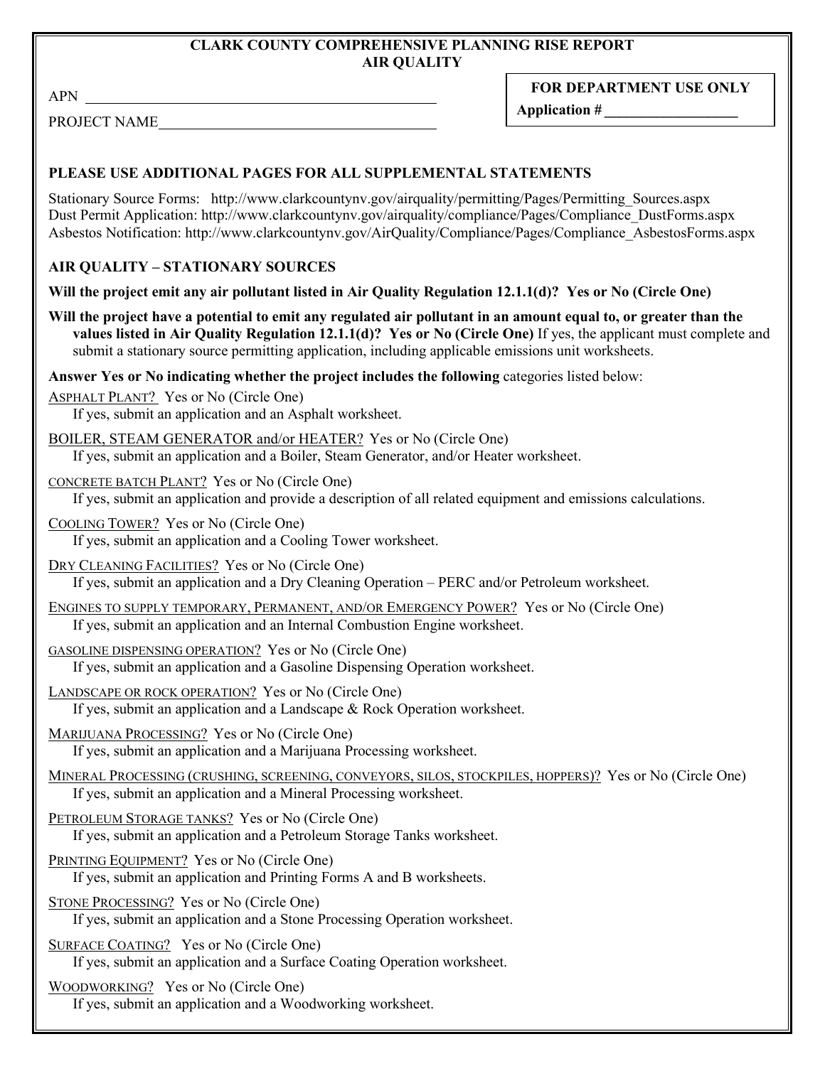# CLARK COUNTY COMPREHENSIVE PLANNING RISE REPORT
## AIR QUALITY

APN ______________________________________________

PROJECT NAME ______________________________________

**FOR DEPARTMENT USE ONLY**

**Application # ___________________**

**PLEASE USE ADDITIONAL PAGES FOR ALL SUPPLEMENTAL STATEMENTS**

Stationary Source Forms: http://www.clarkcountynv.gov/airquality/permitting/Pages/Permitting_Sources.aspx
Dust Permit Application: http://www.clarkcountynv.gov/airquality/compliance/Pages/Compliance_DustForms.aspx
Asbestos Notification: http://www.clarkcountynv.gov/AirQuality/Compliance/Pages/Compliance_AsbestosForms.aspx

**AIR QUALITY – STATIONARY SOURCES**

**Will the project emit any air pollutant listed in Air Quality Regulation 12.1.1(d)? Yes or No (Circle One)**

**Will the project have a potential to emit any regulated air pollutant in an amount equal to, or greater than the values listed in Air Quality Regulation 12.1.1(d)? Yes or No (Circle One)** If yes, the applicant must complete and submit a stationary source permitting application, including applicable emissions unit worksheets.

**Answer Yes or No indicating whether the project includes the following** categories listed below:

ASPHALT PLANT? Yes or No (Circle One)
If yes, submit an application and an Asphalt worksheet.

BOILER, STEAM GENERATOR and/or HEATER? Yes or No (Circle One)
If yes, submit an application and a Boiler, Steam Generator, and/or Heater worksheet.

CONCRETE BATCH PLANT? Yes or No (Circle One)
If yes, submit an application and provide a description of all related equipment and emissions calculations.

COOLING TOWER? Yes or No (Circle One)
If yes, submit an application and a Cooling Tower worksheet.

DRY CLEANING FACILITIES? Yes or No (Circle One)
If yes, submit an application and a Dry Cleaning Operation – PERC and/or Petroleum worksheet.

ENGINES TO SUPPLY TEMPORARY, PERMANENT, AND/OR EMERGENCY POWER? Yes or No (Circle One)
If yes, submit an application and an Internal Combustion Engine worksheet.

GASOLINE DISPENSING OPERATION? Yes or No (Circle One)
If yes, submit an application and a Gasoline Dispensing Operation worksheet.

LANDSCAPE OR ROCK OPERATION? Yes or No (Circle One)
If yes, submit an application and a Landscape & Rock Operation worksheet.

MARIJUANA PROCESSING? Yes or No (Circle One)
If yes, submit an application and a Marijuana Processing worksheet.

MINERAL PROCESSING (CRUSHING, SCREENING, CONVEYORS, SILOS, STOCKPILES, HOPPERS)? Yes or No (Circle One)
If yes, submit an application and a Mineral Processing worksheet.

PETROLEUM STORAGE TANKS? Yes or No (Circle One)
If yes, submit an application and a Petroleum Storage Tanks worksheet.

PRINTING EQUIPMENT? Yes or No (Circle One)
If yes, submit an application and Printing Forms A and B worksheets.

STONE PROCESSING? Yes or No (Circle One)
If yes, submit an application and a Stone Processing Operation worksheet.

SURFACE COATING? Yes or No (Circle One)
If yes, submit an application and a Surface Coating Operation worksheet.

WOODWORKING? Yes or No (Circle One)
If yes, submit an application and a Woodworking worksheet.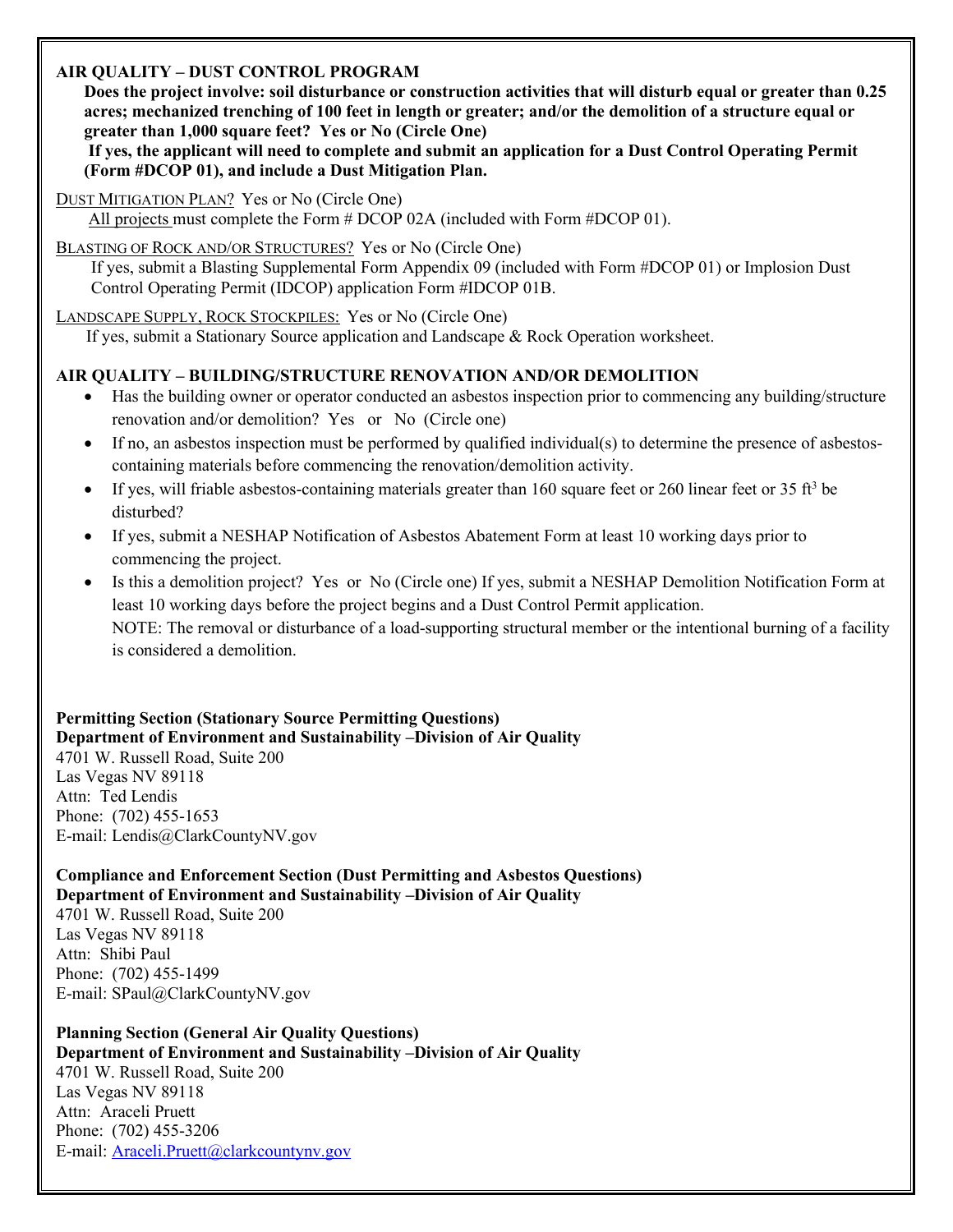**AIR QUALITY – DUST CONTROL PROGRAM**

**Does the project involve: soil disturbance or construction activities that will disturb equal or greater than 0.25 acres; mechanized trenching of 100 feet in length or greater; and/or the demolition of a structure equal or greater than 1,000 square feet? Yes or No (Circle One)**

**If yes, the applicant will need to complete and submit an application for a Dust Control Operating Permit (Form #DCOP 01), and include a Dust Mitigation Plan.**

DUST MITIGATION PLAN? Yes or No (Circle One)

All projects must complete the Form # DCOP 02A (included with Form #DCOP 01).

BLASTING OF ROCK AND/OR STRUCTURES? Yes or No (Circle One)

If yes, submit a Blasting Supplemental Form Appendix 09 (included with Form #DCOP 01) or Implosion Dust Control Operating Permit (IDCOP) application Form #IDCOP 01B.

LANDSCAPE SUPPLY, ROCK STOCKPILES: Yes or No (Circle One)

If yes, submit a Stationary Source application and Landscape & Rock Operation worksheet.

**AIR QUALITY – BUILDING/STRUCTURE RENOVATION AND/OR DEMOLITION**

- Has the building owner or operator conducted an asbestos inspection prior to commencing any building/structure renovation and/or demolition? Yes or No (Circle one)
- If no, an asbestos inspection must be performed by qualified individual(s) to determine the presence of asbestos-containing materials before commencing the renovation/demolition activity.
- If yes, will friable asbestos-containing materials greater than 160 square feet or 260 linear feet or 35 $ft^3$ be disturbed?
- If yes, submit a NESHAP Notification of Asbestos Abatement Form at least 10 working days prior to commencing the project.
- Is this a demolition project? Yes or No (Circle one) If yes, submit a NESHAP Demolition Notification Form at least 10 working days before the project begins and a Dust Control Permit application.

  NOTE: The removal or disturbance of a load-supporting structural member or the intentional burning of a facility is considered a demolition.

**Permitting Section (Stationary Source Permitting Questions)**
**Department of Environment and Sustainability –Division of Air Quality**
4701 W. Russell Road, Suite 200
Las Vegas NV 89118
Attn: Ted Lendis
Phone: (702) 455-1653
E-mail: Lendis@ClarkCountyNV.gov

**Compliance and Enforcement Section (Dust Permitting and Asbestos Questions)**
**Department of Environment and Sustainability –Division of Air Quality**
4701 W. Russell Road, Suite 200
Las Vegas NV 89118
Attn: Shibi Paul
Phone: (702) 455-1499
E-mail: SPaul@ClarkCountyNV.gov

**Planning Section (General Air Quality Questions)**
**Department of Environment and Sustainability –Division of Air Quality**
4701 W. Russell Road, Suite 200
Las Vegas NV 89118
Attn: Araceli Pruett
Phone: (702) 455-3206
E-mail: Araceli.Pruett@clarkcountynv.gov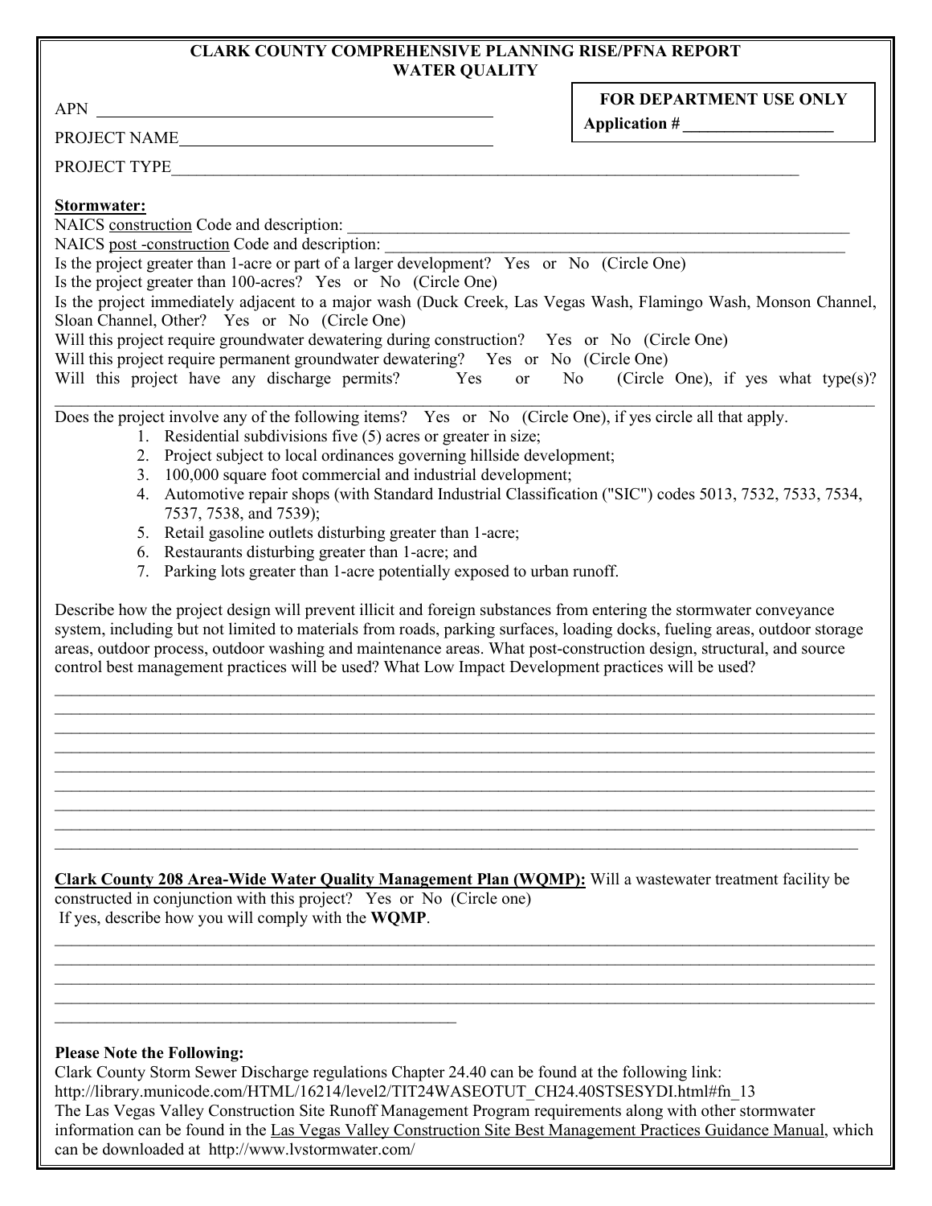# CLARK COUNTY COMPREHENSIVE PLANNING RISE/PFNA REPORT
## WATER QUALITY

| FOR DEPARTMENT USE ONLY |
|---|
| Application # __________________ |

APN ________________________________________________

PROJECT NAME______________________________________

PROJECT TYPE______________________________________________________________________________

**Stormwater:**

NAICS construction Code and description: ______________________________________________________________

NAICS post -construction Code and description: __________________________________________________________

Is the project greater than 1-acre or part of a larger development? Yes or No (Circle One)

Is the project greater than 100-acres? Yes or No (Circle One)

Is the project immediately adjacent to a major wash (Duck Creek, Las Vegas Wash, Flamingo Wash, Monson Channel, Sloan Channel, Other? Yes or No (Circle One)

Will this project require groundwater dewatering during construction? Yes or No (Circle One)

Will this project require permanent groundwater dewatering? Yes or No (Circle One)

Will this project have any discharge permits? Yes or No (Circle One), if yes what type(s)? ____________________________________________________________________________________________

Does the project involve any of the following items? Yes or No (Circle One), if yes circle all that apply.

1. Residential subdivisions five (5) acres or greater in size;
2. Project subject to local ordinances governing hillside development;
3. 100,000 square foot commercial and industrial development;
4. Automotive repair shops (with Standard Industrial Classification ("SIC") codes 5013, 7532, 7533, 7534, 7537, 7538, and 7539);
5. Retail gasoline outlets disturbing greater than 1-acre;
6. Restaurants disturbing greater than 1-acre; and
7. Parking lots greater than 1-acre potentially exposed to urban runoff.

Describe how the project design will prevent illicit and foreign substances from entering the stormwater conveyance system, including but not limited to materials from roads, parking surfaces, loading docks, fueling areas, outdoor storage areas, outdoor process, outdoor washing and maintenance areas. What post-construction design, structural, and source control best management practices will be used? What Low Impact Development practices will be used?

____________________________________________________________________________________________
____________________________________________________________________________________________
____________________________________________________________________________________________
____________________________________________________________________________________________
____________________________________________________________________________________________
____________________________________________________________________________________________
____________________________________________________________________________________________
____________________________________________________________________________________________
____________________________________________________________________________________________

**Clark County 208 Area-Wide Water Quality Management Plan (WQMP):** Will a wastewater treatment facility be constructed in conjunction with this project? Yes or No (Circle one)

If yes, describe how you will comply with the **WQMP**.

____________________________________________________________________________________________
____________________________________________________________________________________________
____________________________________________________________________________________________
____________________________________________________________________________________________
______________________________________________

**Please Note the Following:**

Clark County Storm Sewer Discharge regulations Chapter 24.40 can be found at the following link:
http://library.municode.com/HTML/16214/level2/TIT24WASEOTUT_CH24.40STSESYDI.html#fn_13

The Las Vegas Valley Construction Site Runoff Management Program requirements along with other stormwater information can be found in the Las Vegas Valley Construction Site Best Management Practices Guidance Manual, which can be downloaded at http://www.lvstormwater.com/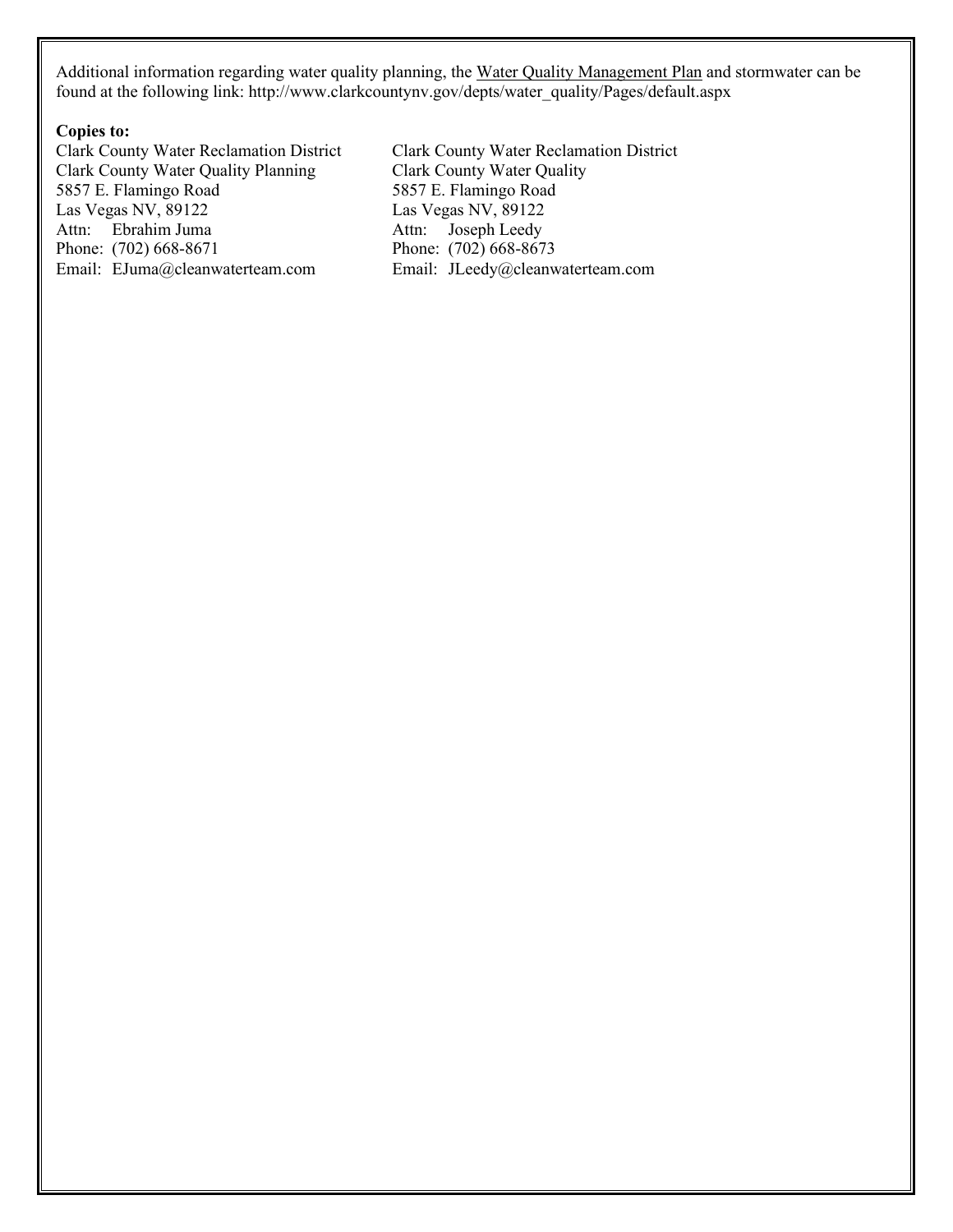Additional information regarding water quality planning, the Water Quality Management Plan and stormwater can be found at the following link: http://www.clarkcountynv.gov/depts/water_quality/Pages/default.aspx

**Copies to:**

Clark County Water Reclamation District
Clark County Water Quality Planning
5857 E. Flamingo Road
Las Vegas NV, 89122
Attn: Ebrahim Juma
Phone: (702) 668-8671
Email: EJuma@cleanwaterteam.com

Clark County Water Reclamation District
Clark County Water Quality
5857 E. Flamingo Road
Las Vegas NV, 89122
Attn: Joseph Leedy
Phone: (702) 668-8673
Email: JLeedy@cleanwaterteam.com